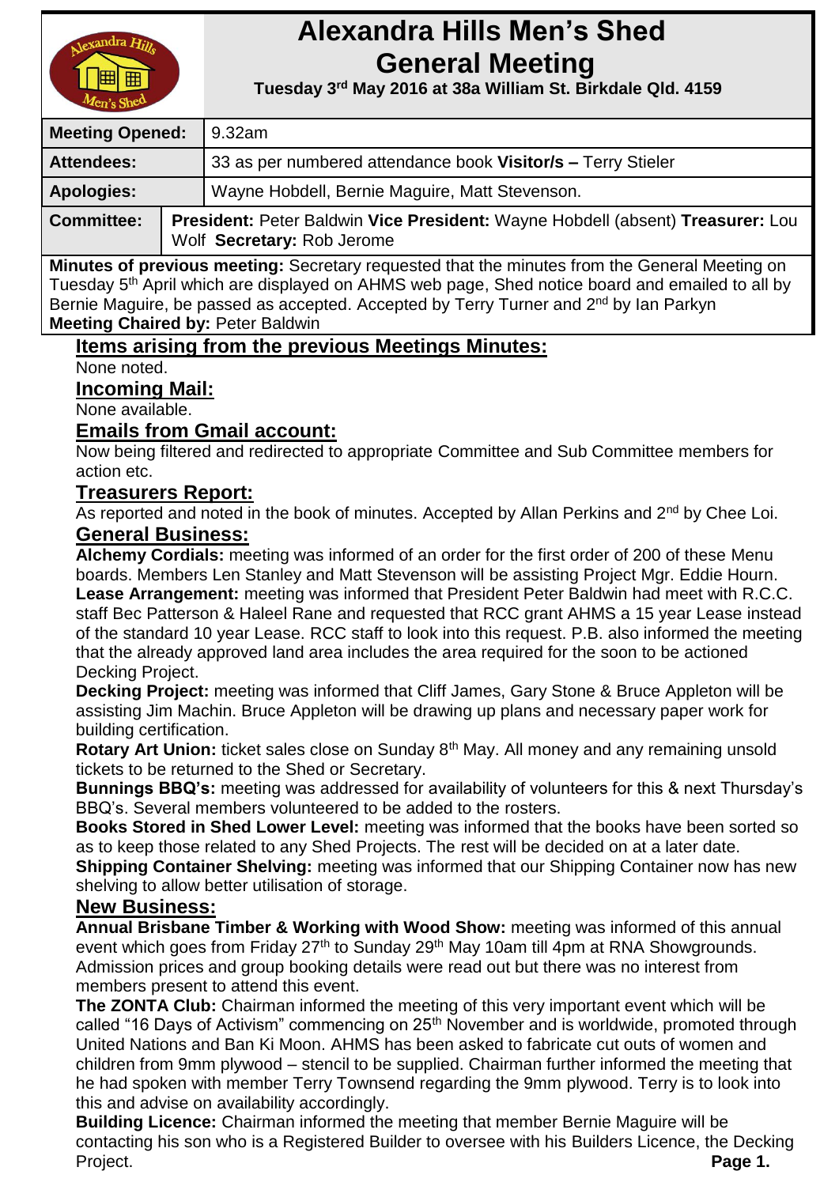# Alexandra Hills Men's Shed General Meeting

**Tuesday 3rd May 2016 at 38a William St. Birkdale Qld. 4159**

| | |
|---|---|
| **Meeting Opened:** | 9.32am |
| **Attendees:** | 33 as per numbered attendance book **Visitor/s –** Terry Stieler |
| **Apologies:** | Wayne Hobdell, Bernie Maguire, Matt Stevenson. |
| **Committee:** | **President:** Peter Baldwin **Vice President:** Wayne Hobdell (absent) **Treasurer:** Lou Wolf **Secretary:** Rob Jerome |

**Minutes of previous meeting:** Secretary requested that the minutes from the General Meeting on Tuesday 5th April which are displayed on AHMS web page, Shed notice board and emailed to all by Bernie Maguire, be passed as accepted. Accepted by Terry Turner and 2nd by Ian Parkyn

**Meeting Chaired by:** Peter Baldwin

## Items arising from the previous Meetings Minutes:

None noted.

## Incoming Mail:

None available.

## Emails from Gmail account:

Now being filtered and redirected to appropriate Committee and Sub Committee members for action etc.

## Treasurers Report:

As reported and noted in the book of minutes. Accepted by Allan Perkins and 2nd by Chee Loi.

## General Business:

**Alchemy Cordials:** meeting was informed of an order for the first order of 200 of these Menu boards. Members Len Stanley and Matt Stevenson will be assisting Project Mgr. Eddie Hourn.

**Lease Arrangement:** meeting was informed that President Peter Baldwin had meet with R.C.C. staff Bec Patterson & Haleel Rane and requested that RCC grant AHMS a 15 year Lease instead of the standard 10 year Lease. RCC staff to look into this request. P.B. also informed the meeting that the already approved land area includes the area required for the soon to be actioned Decking Project.

**Decking Project:** meeting was informed that Cliff James, Gary Stone & Bruce Appleton will be assisting Jim Machin. Bruce Appleton will be drawing up plans and necessary paper work for building certification.

**Rotary Art Union:** ticket sales close on Sunday 8th May. All money and any remaining unsold tickets to be returned to the Shed or Secretary.

**Bunnings BBQ's:** meeting was addressed for availability of volunteers for this & next Thursday's BBQ's. Several members volunteered to be added to the rosters.

**Books Stored in Shed Lower Level:** meeting was informed that the books have been sorted so as to keep those related to any Shed Projects. The rest will be decided on at a later date.

**Shipping Container Shelving:** meeting was informed that our Shipping Container now has new shelving to allow better utilisation of storage.

## New Business:

**Annual Brisbane Timber & Working with Wood Show:** meeting was informed of this annual event which goes from Friday 27th to Sunday 29th May 10am till 4pm at RNA Showgrounds. Admission prices and group booking details were read out but there was no interest from members present to attend this event.

**The ZONTA Club:** Chairman informed the meeting of this very important event which will be called "16 Days of Activism" commencing on 25th November and is worldwide, promoted through United Nations and Ban Ki Moon. AHMS has been asked to fabricate cut outs of women and children from 9mm plywood – stencil to be supplied. Chairman further informed the meeting that he had spoken with member Terry Townsend regarding the 9mm plywood. Terry is to look into this and advise on availability accordingly.

**Building Licence:** Chairman informed the meeting that member Bernie Maguire will be contacting his son who is a Registered Builder to oversee with his Builders Licence, the Decking Project.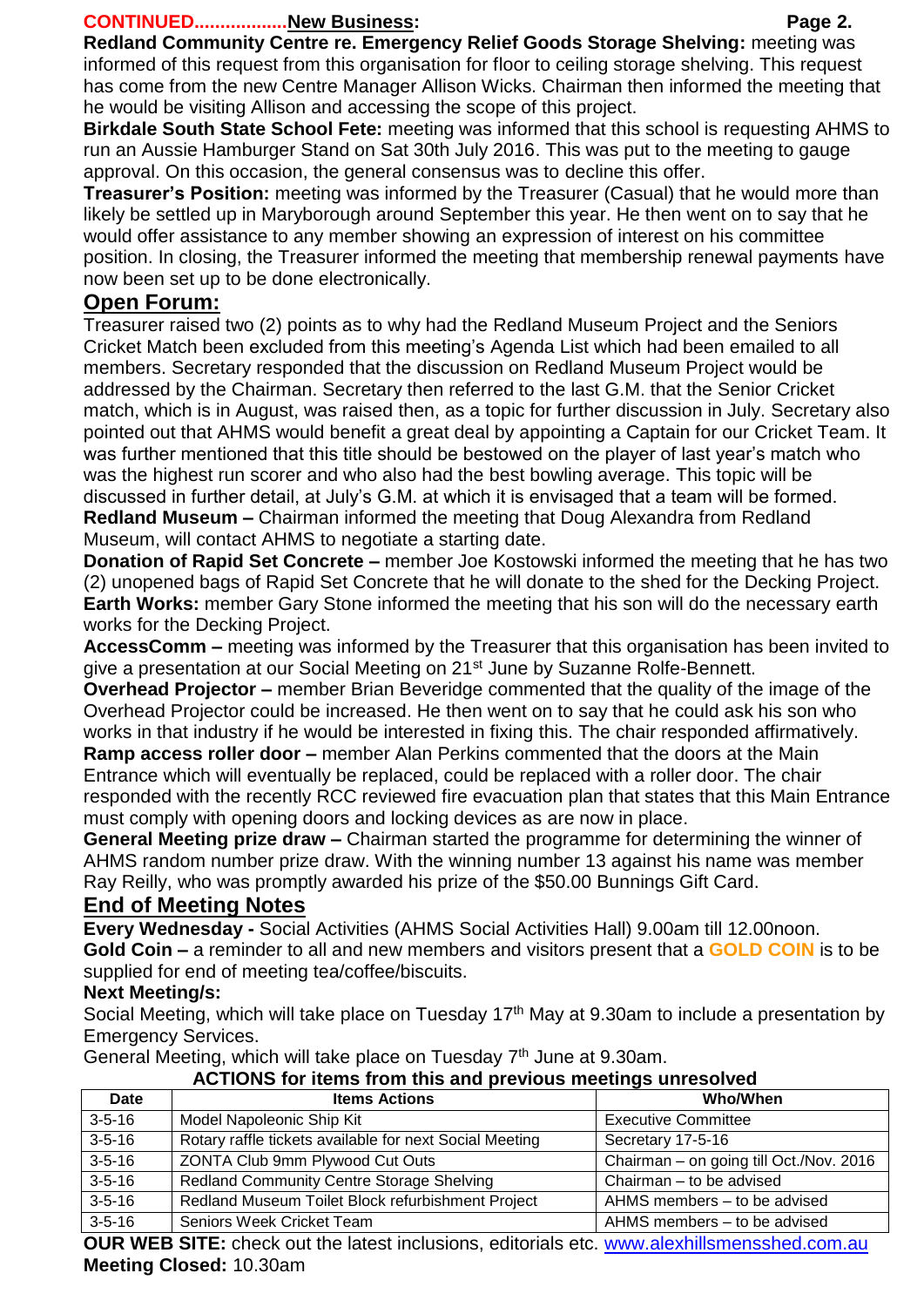**CONTINUED..................New Business:** **Page 2.**

**Redland Community Centre re. Emergency Relief Goods Storage Shelving:** meeting was informed of this request from this organisation for floor to ceiling storage shelving. This request has come from the new Centre Manager Allison Wicks. Chairman then informed the meeting that he would be visiting Allison and accessing the scope of this project.

**Birkdale South State School Fete:** meeting was informed that this school is requesting AHMS to run an Aussie Hamburger Stand on Sat 30th July 2016. This was put to the meeting to gauge approval. On this occasion, the general consensus was to decline this offer.

**Treasurer's Position:** meeting was informed by the Treasurer (Casual) that he would more than likely be settled up in Maryborough around September this year. He then went on to say that he would offer assistance to any member showing an expression of interest on his committee position. In closing, the Treasurer informed the meeting that membership renewal payments have now been set up to be done electronically.

## Open Forum:

Treasurer raised two (2) points as to why had the Redland Museum Project and the Seniors Cricket Match been excluded from this meeting's Agenda List which had been emailed to all members. Secretary responded that the discussion on Redland Museum Project would be addressed by the Chairman. Secretary then referred to the last G.M. that the Senior Cricket match, which is in August, was raised then, as a topic for further discussion in July. Secretary also pointed out that AHMS would benefit a great deal by appointing a Captain for our Cricket Team. It was further mentioned that this title should be bestowed on the player of last year's match who was the highest run scorer and who also had the best bowling average. This topic will be discussed in further detail, at July's G.M. at which it is envisaged that a team will be formed.

**Redland Museum –** Chairman informed the meeting that Doug Alexandra from Redland Museum, will contact AHMS to negotiate a starting date.

**Donation of Rapid Set Concrete –** member Joe Kostowski informed the meeting that he has two (2) unopened bags of Rapid Set Concrete that he will donate to the shed for the Decking Project.

**Earth Works:** member Gary Stone informed the meeting that his son will do the necessary earth works for the Decking Project.

**AccessComm –** meeting was informed by the Treasurer that this organisation has been invited to give a presentation at our Social Meeting on 21st June by Suzanne Rolfe-Bennett.

**Overhead Projector –** member Brian Beveridge commented that the quality of the image of the Overhead Projector could be increased. He then went on to say that he could ask his son who works in that industry if he would be interested in fixing this. The chair responded affirmatively.

**Ramp access roller door –** member Alan Perkins commented that the doors at the Main Entrance which will eventually be replaced, could be replaced with a roller door. The chair responded with the recently RCC reviewed fire evacuation plan that states that this Main Entrance must comply with opening doors and locking devices as are now in place.

**General Meeting prize draw –** Chairman started the programme for determining the winner of AHMS random number prize draw. With the winning number 13 against his name was member Ray Reilly, who was promptly awarded his prize of the $50.00 Bunnings Gift Card.

## End of Meeting Notes

**Every Wednesday -** Social Activities (AHMS Social Activities Hall) 9.00am till 12.00noon.

**Gold Coin –** a reminder to all and new members and visitors present that a **GOLD COIN** is to be supplied for end of meeting tea/coffee/biscuits.

**Next Meeting/s:**

Social Meeting, which will take place on Tuesday 17th May at 9.30am to include a presentation by Emergency Services.

General Meeting, which will take place on Tuesday 7th June at 9.30am.

**ACTIONS for items from this and previous meetings unresolved**

| Date | Items Actions | Who/When |
|---|---|---|
| 3-5-16 | Model Napoleonic Ship Kit | Executive Committee |
| 3-5-16 | Rotary raffle tickets available for next Social Meeting | Secretary 17-5-16 |
| 3-5-16 | ZONTA Club 9mm Plywood Cut Outs | Chairman – on going till Oct./Nov. 2016 |
| 3-5-16 | Redland Community Centre Storage Shelving | Chairman – to be advised |
| 3-5-16 | Redland Museum Toilet Block refurbishment Project | AHMS members – to be advised |
| 3-5-16 | Seniors Week Cricket Team | AHMS members – to be advised |

**OUR WEB SITE:** check out the latest inclusions, editorials etc. www.alexhillsmensshed.com.au

**Meeting Closed:** 10.30am